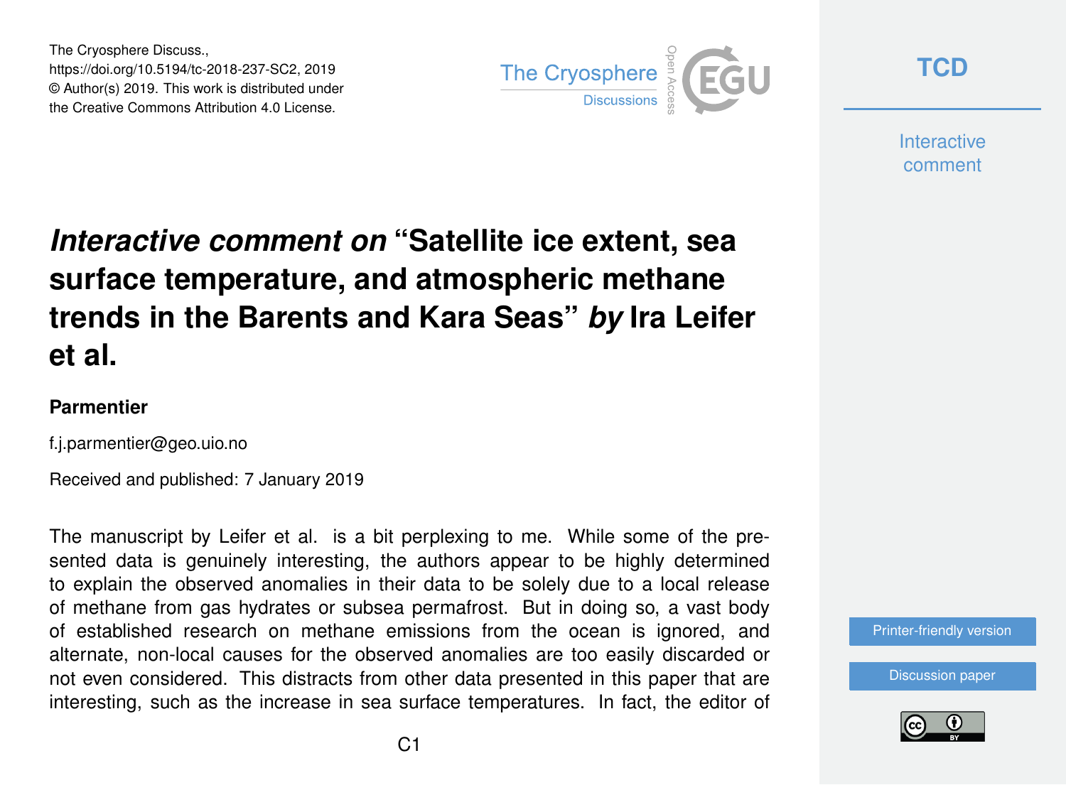The Cryosphere Discuss.,
https://doi.org/10.5194/tc-2018-237-SC2, 2019
© Author(s) 2019. This work is distributed under
the Creative Commons Attribution 4.0 License.

# *Interactive comment on* “Satellite ice extent, sea surface temperature, and atmospheric methane trends in the Barents and Kara Seas” *by* Ira Leifer et al.

### Parmentier

f.j.parmentier@geo.uio.no

Received and published: 7 January 2019

The manuscript by Leifer et al. is a bit perplexing to me. While some of the presented data is genuinely interesting, the authors appear to be highly determined to explain the observed anomalies in their data to be solely due to a local release of methane from gas hydrates or subsea permafrost. But in doing so, a vast body of established research on methane emissions from the ocean is ignored, and alternate, non-local causes for the observed anomalies are too easily discarded or not even considered. This distracts from other data presented in this paper that are interesting, such as the increase in sea surface temperatures. In fact, the editor of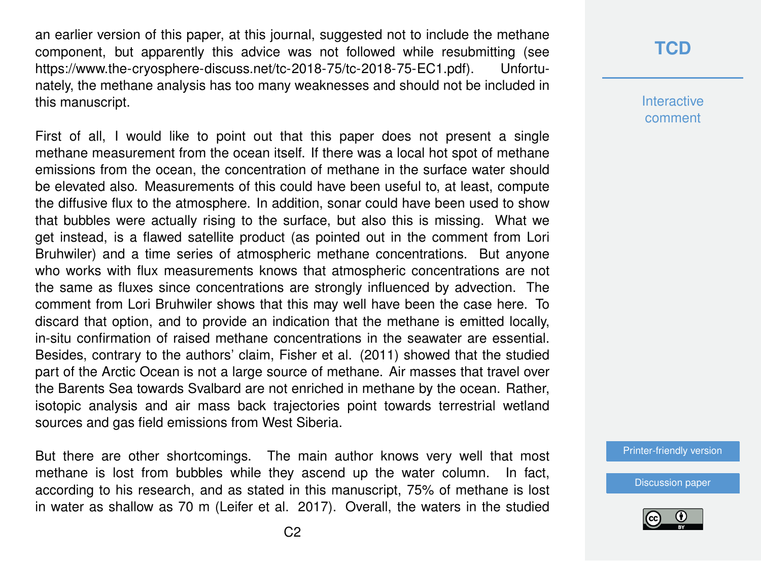an earlier version of this paper, at this journal, suggested not to include the methane component, but apparently this advice was not followed while resubmitting (see https://www.the-cryosphere-discuss.net/tc-2018-75/tc-2018-75-EC1.pdf). Unfortunately, the methane analysis has too many weaknesses and should not be included in this manuscript.

First of all, I would like to point out that this paper does not present a single methane measurement from the ocean itself. If there was a local hot spot of methane emissions from the ocean, the concentration of methane in the surface water should be elevated also. Measurements of this could have been useful to, at least, compute the diffusive flux to the atmosphere. In addition, sonar could have been used to show that bubbles were actually rising to the surface, but also this is missing. What we get instead, is a flawed satellite product (as pointed out in the comment from Lori Bruhwiler) and a time series of atmospheric methane concentrations. But anyone who works with flux measurements knows that atmospheric concentrations are not the same as fluxes since concentrations are strongly influenced by advection. The comment from Lori Bruhwiler shows that this may well have been the case here. To discard that option, and to provide an indication that the methane is emitted locally, in-situ confirmation of raised methane concentrations in the seawater are essential. Besides, contrary to the authors' claim, Fisher et al. (2011) showed that the studied part of the Arctic Ocean is not a large source of methane. Air masses that travel over the Barents Sea towards Svalbard are not enriched in methane by the ocean. Rather, isotopic analysis and air mass back trajectories point towards terrestrial wetland sources and gas field emissions from West Siberia.

But there are other shortcomings. The main author knows very well that most methane is lost from bubbles while they ascend up the water column. In fact, according to his research, and as stated in this manuscript, 75% of methane is lost in water as shallow as 70 m (Leifer et al. 2017). Overall, the waters in the studied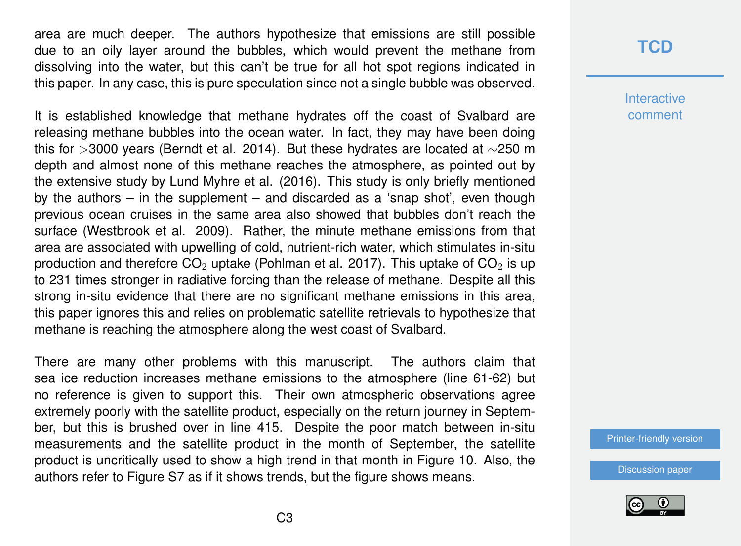area are much deeper. The authors hypothesize that emissions are still possible due to an oily layer around the bubbles, which would prevent the methane from dissolving into the water, but this can't be true for all hot spot regions indicated in this paper. In any case, this is pure speculation since not a single bubble was observed.

It is established knowledge that methane hydrates off the coast of Svalbard are releasing methane bubbles into the ocean water. In fact, they may have been doing this for >3000 years (Berndt et al. 2014). But these hydrates are located at ∼250 m depth and almost none of this methane reaches the atmosphere, as pointed out by the extensive study by Lund Myhre et al. (2016). This study is only briefly mentioned by the authors – in the supplement – and discarded as a 'snap shot', even though previous ocean cruises in the same area also showed that bubbles don't reach the surface (Westbrook et al. 2009). Rather, the minute methane emissions from that area are associated with upwelling of cold, nutrient-rich water, which stimulates in-situ production and therefore $CO_2$ uptake (Pohlman et al. 2017). This uptake of $CO_2$ is up to 231 times stronger in radiative forcing than the release of methane. Despite all this strong in-situ evidence that there are no significant methane emissions in this area, this paper ignores this and relies on problematic satellite retrievals to hypothesize that methane is reaching the atmosphere along the west coast of Svalbard.

There are many other problems with this manuscript. The authors claim that sea ice reduction increases methane emissions to the atmosphere (line 61-62) but no reference is given to support this. Their own atmospheric observations agree extremely poorly with the satellite product, especially on the return journey in September, but this is brushed over in line 415. Despite the poor match between in-situ measurements and the satellite product in the month of September, the satellite product is uncritically used to show a high trend in that month in Figure 10. Also, the authors refer to Figure S7 as if it shows trends, but the figure shows means.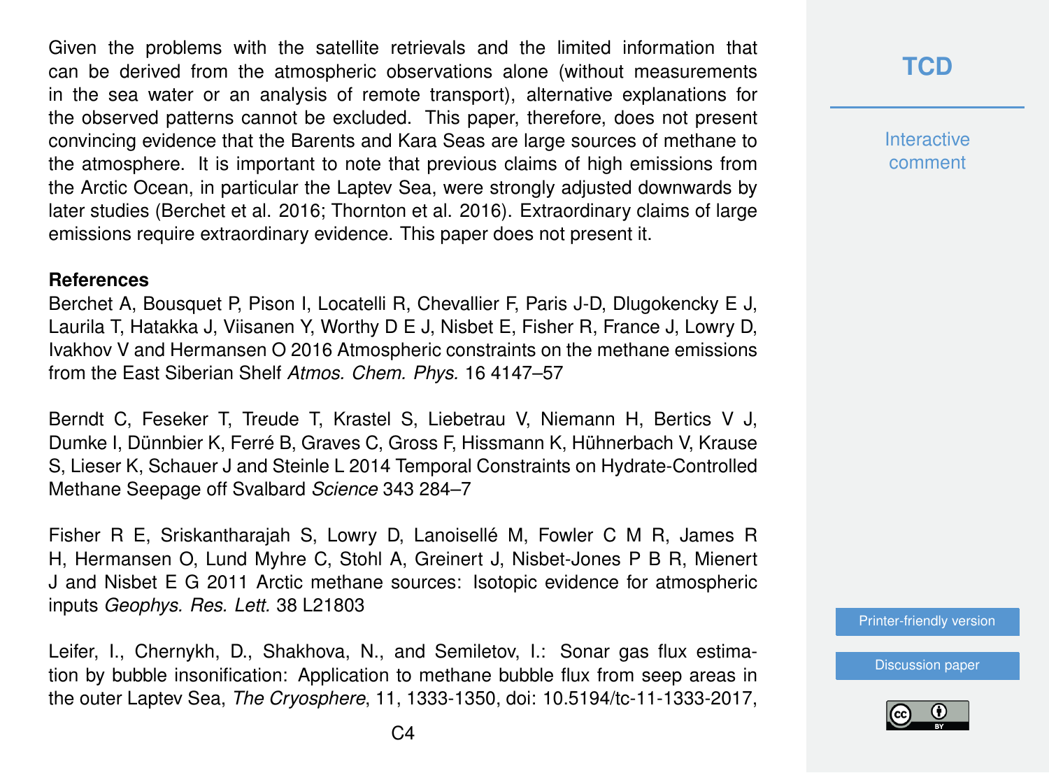Given the problems with the satellite retrievals and the limited information that can be derived from the atmospheric observations alone (without measurements in the sea water or an analysis of remote transport), alternative explanations for the observed patterns cannot be excluded. This paper, therefore, does not present convincing evidence that the Barents and Kara Seas are large sources of methane to the atmosphere. It is important to note that previous claims of high emissions from the Arctic Ocean, in particular the Laptev Sea, were strongly adjusted downwards by later studies (Berchet et al. 2016; Thornton et al. 2016). Extraordinary claims of large emissions require extraordinary evidence. This paper does not present it.

**References**

Berchet A, Bousquet P, Pison I, Locatelli R, Chevallier F, Paris J-D, Dlugokencky E J, Laurila T, Hatakka J, Viisanen Y, Worthy D E J, Nisbet E, Fisher R, France J, Lowry D, Ivakhov V and Hermansen O 2016 Atmospheric constraints on the methane emissions from the East Siberian Shelf *Atmos. Chem. Phys.* 16 4147–57

Berndt C, Feseker T, Treude T, Krastel S, Liebetrau V, Niemann H, Bertics V J, Dumke I, Dünnbier K, Ferré B, Graves C, Gross F, Hissmann K, Hühnerbach V, Krause S, Lieser K, Schauer J and Steinle L 2014 Temporal Constraints on Hydrate-Controlled Methane Seepage off Svalbard *Science* 343 284–7

Fisher R E, Sriskantharajah S, Lowry D, Lanoisellé M, Fowler C M R, James R H, Hermansen O, Lund Myhre C, Stohl A, Greinert J, Nisbet-Jones P B R, Mienert J and Nisbet E G 2011 Arctic methane sources: Isotopic evidence for atmospheric inputs *Geophys. Res. Lett.* 38 L21803

Leifer, I., Chernykh, D., Shakhova, N., and Semiletov, I.: Sonar gas flux estimation by bubble insonification: Application to methane bubble flux from seep areas in the outer Laptev Sea, *The Cryosphere*, 11, 1333-1350, doi: 10.5194/tc-11-1333-2017,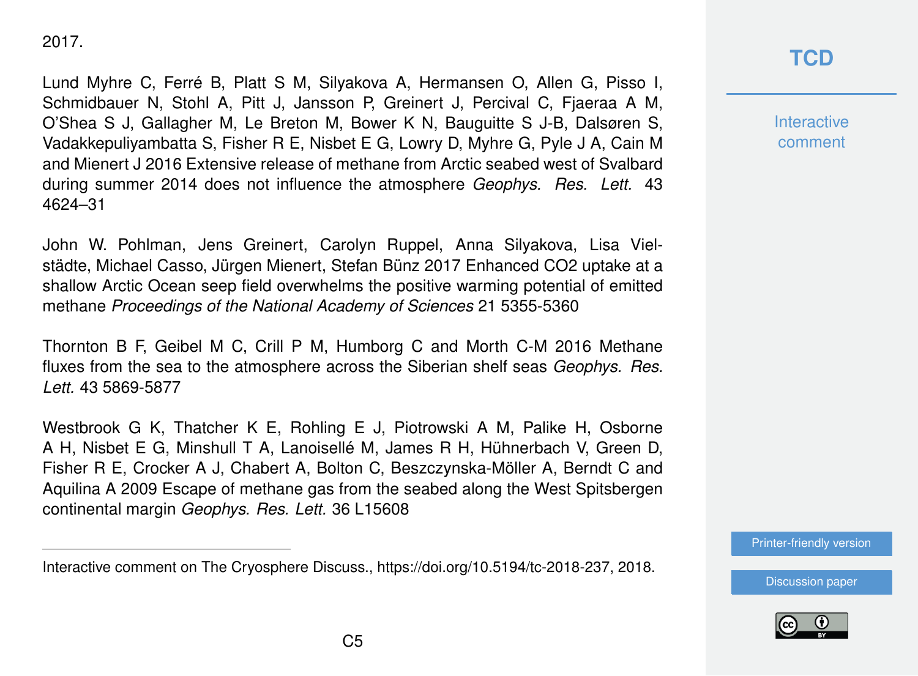2017.

Lund Myhre C, Ferré B, Platt S M, Silyakova A, Hermansen O, Allen G, Pisso I, Schmidbauer N, Stohl A, Pitt J, Jansson P, Greinert J, Percival C, Fjaeraa A M, O'Shea S J, Gallagher M, Le Breton M, Bower K N, Bauguitte S J-B, Dalsøren S, Vadakkepuliyambatta S, Fisher R E, Nisbet E G, Lowry D, Myhre G, Pyle J A, Cain M and Mienert J 2016 Extensive release of methane from Arctic seabed west of Svalbard during summer 2014 does not influence the atmosphere *Geophys. Res. Lett.* 43 4624–31

John W. Pohlman, Jens Greinert, Carolyn Ruppel, Anna Silyakova, Lisa Vielstädte, Michael Casso, Jürgen Mienert, Stefan Bünz 2017 Enhanced CO2 uptake at a shallow Arctic Ocean seep field overwhelms the positive warming potential of emitted methane *Proceedings of the National Academy of Sciences* 21 5355-5360

Thornton B F, Geibel M C, Crill P M, Humborg C and Morth C-M 2016 Methane fluxes from the sea to the atmosphere across the Siberian shelf seas *Geophys. Res. Lett.* 43 5869-5877

Westbrook G K, Thatcher K E, Rohling E J, Piotrowski A M, Palike H, Osborne A H, Nisbet E G, Minshull T A, Lanoisellé M, James R H, Hühnerbach V, Green D, Fisher R E, Crocker A J, Chabert A, Bolton C, Beszczynska-Möller A, Berndt C and Aquilina A 2009 Escape of methane gas from the seabed along the West Spitsbergen continental margin *Geophys. Res. Lett.* 36 L15608

---

Interactive comment on The Cryosphere Discuss., https://doi.org/10.5194/tc-2018-237, 2018.